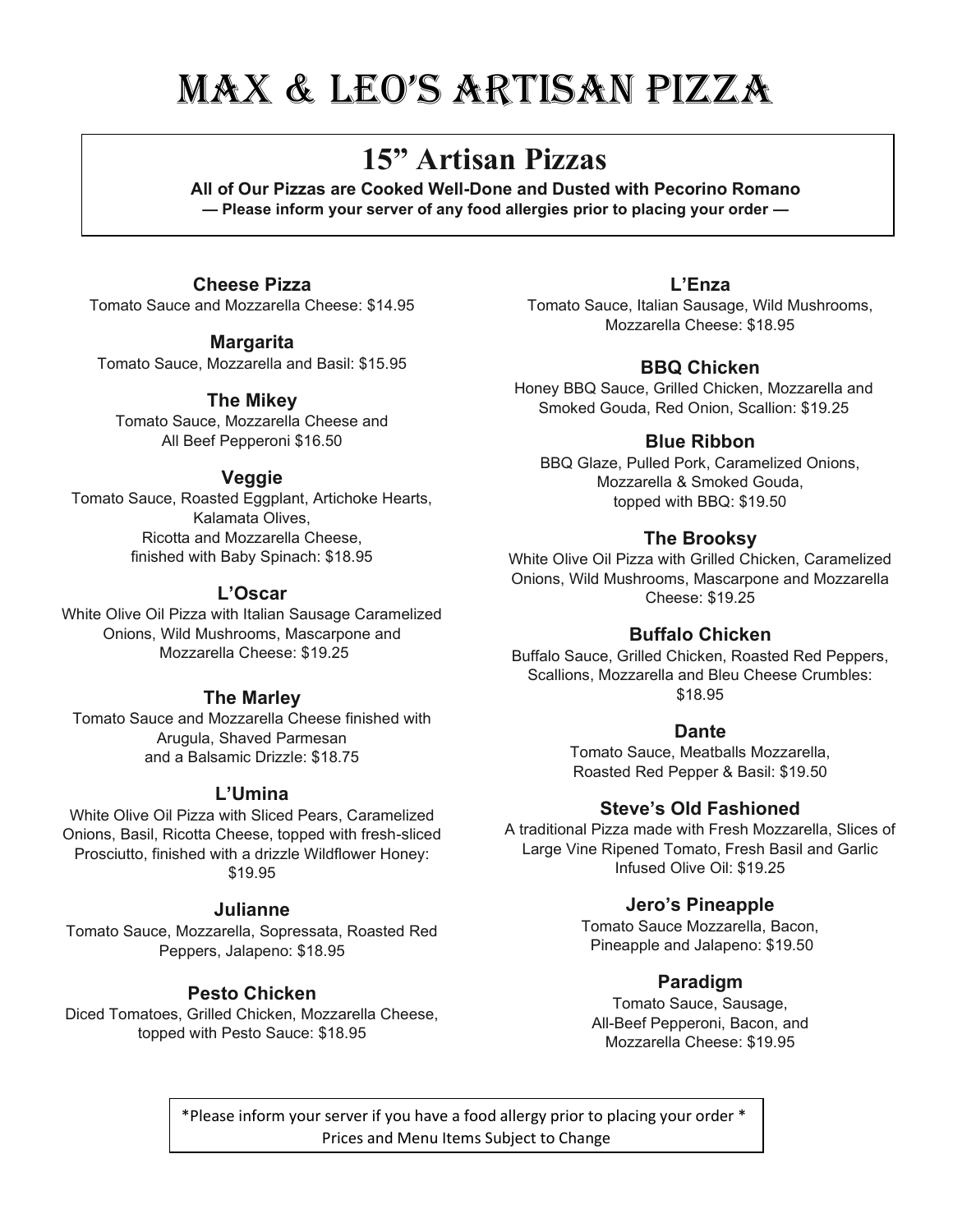# Max & Leo's Artisan Pizza

## 15" Artisan Pizzas

**All of Our Pizzas are Cooked Well-Done and Dusted with Pecorino Romano**

**— Please inform your server of any food allergies prior to placing your order —**

### Cheese Pizza

Tomato Sauce and Mozzarella Cheese: $14.95

### Margarita

Tomato Sauce, Mozzarella and Basil: $15.95

### The Mikey

Tomato Sauce, Mozzarella Cheese and All Beef Pepperoni $16.50

### Veggie

Tomato Sauce, Roasted Eggplant, Artichoke Hearts, Kalamata Olives, Ricotta and Mozzarella Cheese, finished with Baby Spinach: $18.95

### L'Oscar

White Olive Oil Pizza with Italian Sausage Caramelized Onions, Wild Mushrooms, Mascarpone and Mozzarella Cheese: $19.25

### The Marley

Tomato Sauce and Mozzarella Cheese finished with Arugula, Shaved Parmesan and a Balsamic Drizzle: $18.75

### L'Umina

White Olive Oil Pizza with Sliced Pears, Caramelized Onions, Basil, Ricotta Cheese, topped with fresh-sliced Prosciutto, finished with a drizzle Wildflower Honey: $19.95

### Julianne

Tomato Sauce, Mozzarella, Sopressata, Roasted Red Peppers, Jalapeno: $18.95

### Pesto Chicken

Diced Tomatoes, Grilled Chicken, Mozzarella Cheese, topped with Pesto Sauce: $18.95

### L'Enza

Tomato Sauce, Italian Sausage, Wild Mushrooms, Mozzarella Cheese: $18.95

### BBQ Chicken

Honey BBQ Sauce, Grilled Chicken, Mozzarella and Smoked Gouda, Red Onion, Scallion: $19.25

### Blue Ribbon

BBQ Glaze, Pulled Pork, Caramelized Onions, Mozzarella & Smoked Gouda, topped with BBQ: $19.50

### The Brooksy

White Olive Oil Pizza with Grilled Chicken, Caramelized Onions, Wild Mushrooms, Mascarpone and Mozzarella Cheese: $19.25

### Buffalo Chicken

Buffalo Sauce, Grilled Chicken, Roasted Red Peppers, Scallions, Mozzarella and Bleu Cheese Crumbles: $18.95

### Dante

Tomato Sauce, Meatballs Mozzarella, Roasted Red Pepper & Basil: $19.50

### Steve's Old Fashioned

A traditional Pizza made with Fresh Mozzarella, Slices of Large Vine Ripened Tomato, Fresh Basil and Garlic Infused Olive Oil: $19.25

### Jero's Pineapple

Tomato Sauce Mozzarella, Bacon, Pineapple and Jalapeno: $19.50

### Paradigm

Tomato Sauce, Sausage, All-Beef Pepperoni, Bacon, and Mozzarella Cheese: $19.95

*Please inform your server if you have a food allergy prior to placing your order *
Prices and Menu Items Subject to Change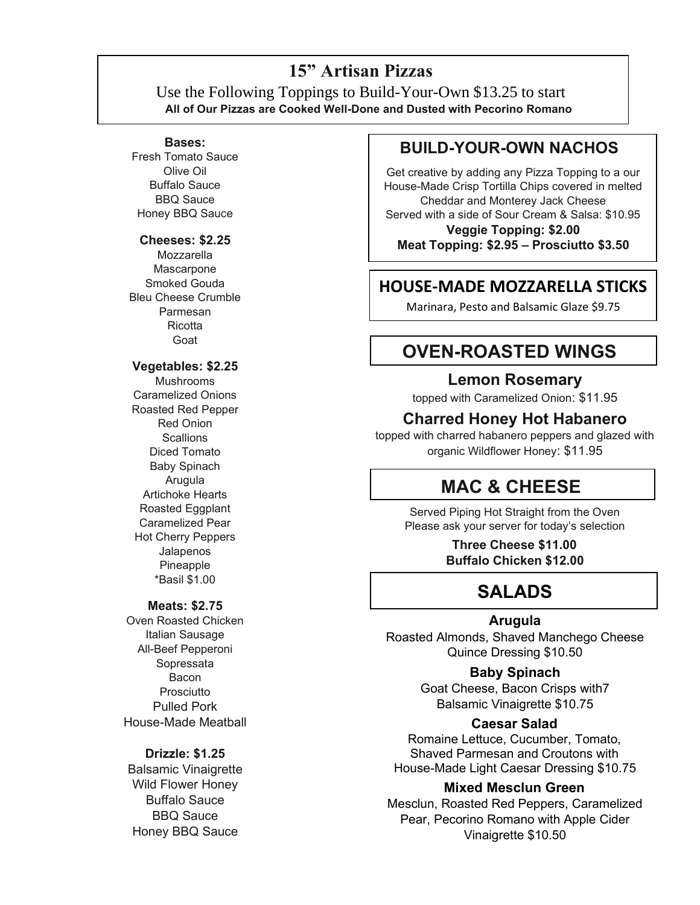# 15" Artisan Pizzas

Use the Following Toppings to Build-Your-Own $13.25 to start

**All of Our Pizzas are Cooked Well-Done and Dusted with Pecorino Romano**

**Bases:**

Fresh Tomato Sauce
Olive Oil
Buffalo Sauce
BBQ Sauce
Honey BBQ Sauce

**Cheeses: $2.25**

Mozzarella
Mascarpone
Smoked Gouda
Bleu Cheese Crumble
Parmesan
Ricotta
Goat

**Vegetables: $2.25**

Mushrooms
Caramelized Onions
Roasted Red Pepper
Red Onion
Scallions
Diced Tomato
Baby Spinach
Arugula
Artichoke Hearts
Roasted Eggplant
Caramelized Pear
Hot Cherry Peppers
Jalapenos
Pineapple
*Basil $1.00

**Meats: $2.75**

Oven Roasted Chicken
Italian Sausage
All-Beef Pepperoni
Sopressata
Bacon
Prosciutto
Pulled Pork
House-Made Meatball

**Drizzle: $1.25**

Balsamic Vinaigrette
Wild Flower Honey
Buffalo Sauce
BBQ Sauce
Honey BBQ Sauce

## BUILD-YOUR-OWN NACHOS

Get creative by adding any Pizza Topping to a our House-Made Crisp Tortilla Chips covered in melted Cheddar and Monterey Jack Cheese
Served with a side of Sour Cream & Salsa: $10.95

**Veggie Topping: $2.00**
**Meat Topping: $2.95 – Prosciutto $3.50**

## HOUSE-MADE MOZZARELLA STICKS

Marinara, Pesto and Balsamic Glaze $9.75

## OVEN-ROASTED WINGS

### Lemon Rosemary

topped with Caramelized Onion: $11.95

### Charred Honey Hot Habanero

topped with charred habanero peppers and glazed with organic Wildflower Honey: $11.95

## MAC & CHEESE

Served Piping Hot Straight from the Oven
Please ask your server for today's selection

**Three Cheese $11.00**
**Buffalo Chicken $12.00**

## SALADS

**Arugula**
Roasted Almonds, Shaved Manchego Cheese
Quince Dressing $10.50

**Baby Spinach**
Goat Cheese, Bacon Crisps with7
Balsamic Vinaigrette $10.75

**Caesar Salad**
Romaine Lettuce, Cucumber, Tomato, Shaved Parmesan and Croutons with House-Made Light Caesar Dressing $10.75

**Mixed Mesclun Green**
Mesclun, Roasted Red Peppers, Caramelized Pear, Pecorino Romano with Apple Cider Vinaigrette $10.50